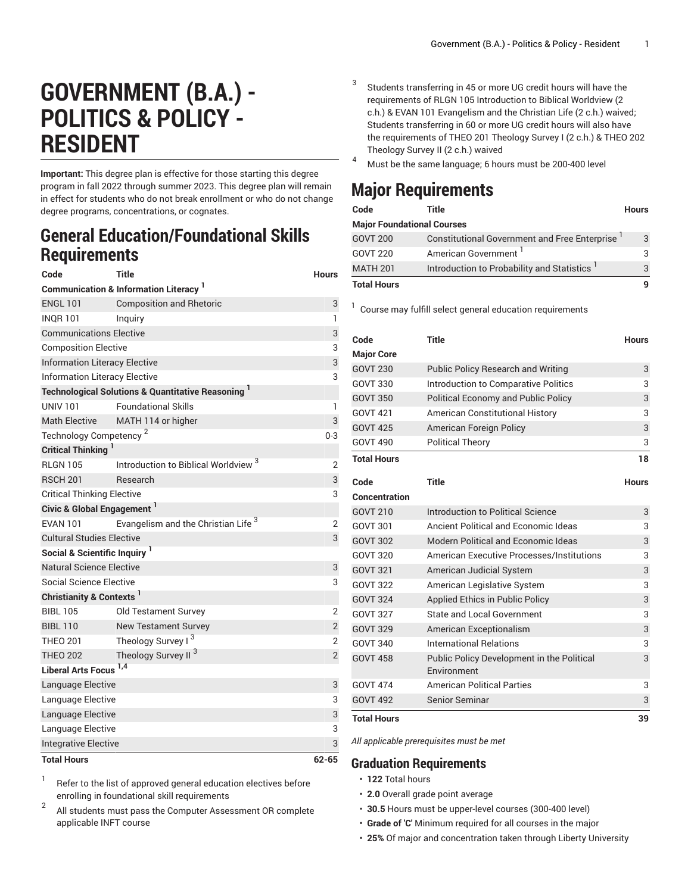# GOVERNMENT (B.A.) - POLITICS & POLICY - RESIDENT

**Important:** This degree plan is effective for those starting this degree program in fall 2022 through summer 2023. This degree plan will remain in effect for students who do not break enrollment or who do not change degree programs, concentrations, or cognates.

## General Education/Foundational Skills Requirements

| Code | Title | Hours |
|---|---|---|
| **Communication & Information Literacy** [1] | | |
| ENGL 101 | Composition and Rhetoric | 3 |
| INQR 101 | Inquiry | 1 |
| Communications Elective | | 3 |
| Composition Elective | | 3 |
| Information Literacy Elective | | 3 |
| Information Literacy Elective | | 3 |
| **Technological Solutions & Quantitative Reasoning** [1] | | |
| UNIV 101 | Foundational Skills | 1 |
| Math Elective | MATH 114 or higher | 3 |
| Technology Competency [2] | | 0-3 |
| **Critical Thinking** [1] | | |
| RLGN 105 | Introduction to Biblical Worldview [3] | 2 |
| RSCH 201 | Research | 3 |
| Critical Thinking Elective | | 3 |
| **Civic & Global Engagement** [1] | | |
| EVAN 101 | Evangelism and the Christian Life [3] | 2 |
| Cultural Studies Elective | | 3 |
| **Social & Scientific Inquiry** [1] | | |
| Natural Science Elective | | 3 |
| Social Science Elective | | 3 |
| **Christianity & Contexts** [1] | | |
| BIBL 105 | Old Testament Survey | 2 |
| BIBL 110 | New Testament Survey | 2 |
| THEO 201 | Theology Survey I [3] | 2 |
| THEO 202 | Theology Survey II [3] | 2 |
| **Liberal Arts Focus** [1,4] | | |
| Language Elective | | 3 |
| Language Elective | | 3 |
| Language Elective | | 3 |
| Language Elective | | 3 |
| Integrative Elective | | 3 |
| **Total Hours** | | **62-65** |

1. Refer to the list of approved general education electives before enrolling in foundational skill requirements
2. All students must pass the Computer Assessment OR complete applicable INFT course
3. Students transferring in 45 or more UG credit hours will have the requirements of RLGN 105 Introduction to Biblical Worldview (2 c.h.) & EVAN 101 Evangelism and the Christian Life (2 c.h.) waived; Students transferring in 60 or more UG credit hours will also have the requirements of THEO 201 Theology Survey I (2 c.h.) & THEO 202 Theology Survey II (2 c.h.) waived
4. Must be the same language; 6 hours must be 200-400 level

## Major Requirements

| Code | Title | Hours |
|---|---|---|
| **Major Foundational Courses** | | |
| GOVT 200 | Constitutional Government and Free Enterprise [1] | 3 |
| GOVT 220 | American Government [1] | 3 |
| MATH 201 | Introduction to Probability and Statistics [1] | 3 |
| **Total Hours** | | **9** |

1. Course may fulfill select general education requirements

| Code | Title | Hours |
|---|---|---|
| **Major Core** | | |
| GOVT 230 | Public Policy Research and Writing | 3 |
| GOVT 330 | Introduction to Comparative Politics | 3 |
| GOVT 350 | Political Economy and Public Policy | 3 |
| GOVT 421 | American Constitutional History | 3 |
| GOVT 425 | American Foreign Policy | 3 |
| GOVT 490 | Political Theory | 3 |
| **Total Hours** | | **18** |

| Code | Title | Hours |
|---|---|---|
| **Concentration** | | |
| GOVT 210 | Introduction to Political Science | 3 |
| GOVT 301 | Ancient Political and Economic Ideas | 3 |
| GOVT 302 | Modern Political and Economic Ideas | 3 |
| GOVT 320 | American Executive Processes/Institutions | 3 |
| GOVT 321 | American Judicial System | 3 |
| GOVT 322 | American Legislative System | 3 |
| GOVT 324 | Applied Ethics in Public Policy | 3 |
| GOVT 327 | State and Local Government | 3 |
| GOVT 329 | American Exceptionalism | 3 |
| GOVT 340 | International Relations | 3 |
| GOVT 458 | Public Policy Development in the Political Environment | 3 |
| GOVT 474 | American Political Parties | 3 |
| GOVT 492 | Senior Seminar | 3 |
| **Total Hours** | | **39** |

*All applicable prerequisites must be met*

### Graduation Requirements

- **122** Total hours
- **2.0** Overall grade point average
- **30.5** Hours must be upper-level courses (300-400 level)
- **Grade of 'C'** Minimum required for all courses in the major
- **25%** Of major and concentration taken through Liberty University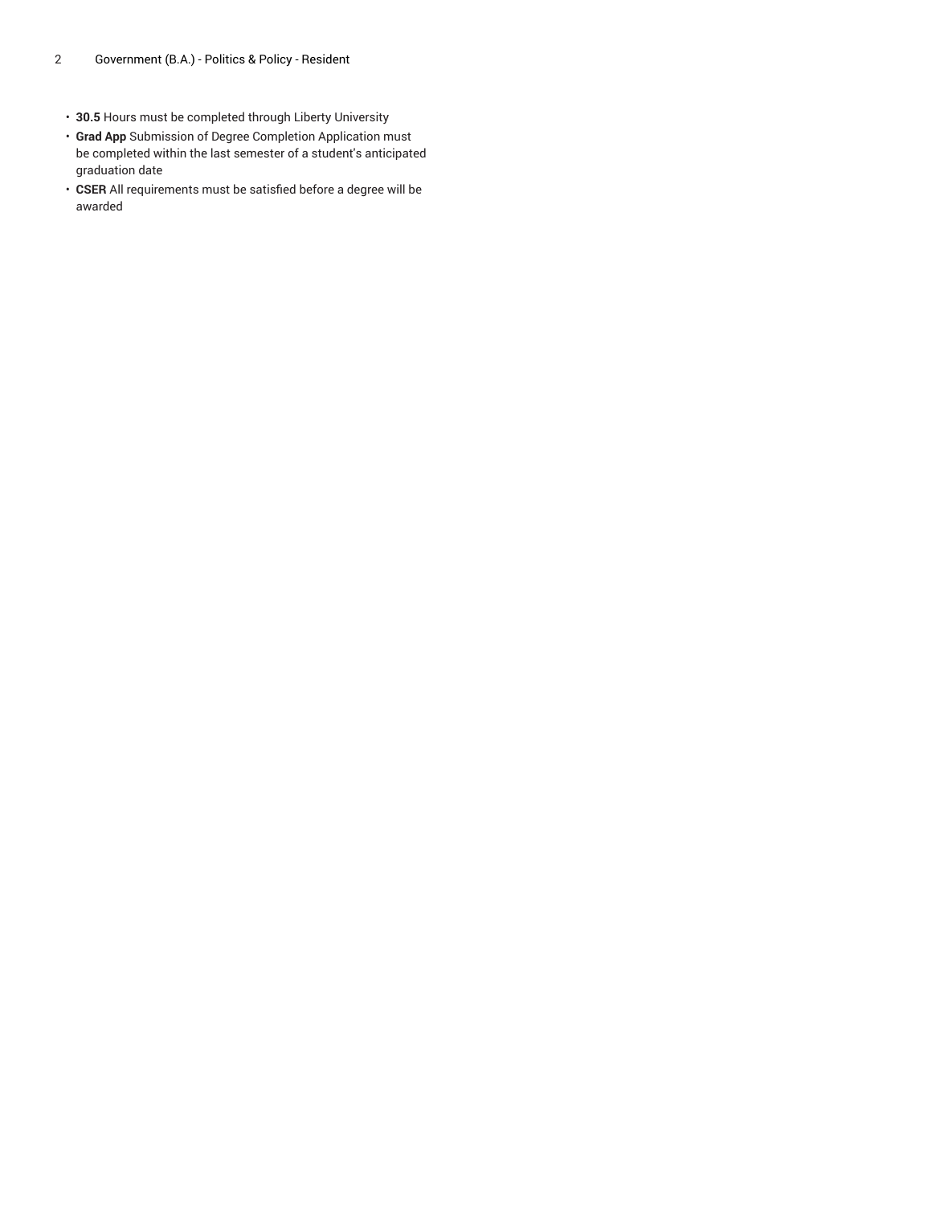- **30.5** Hours must be completed through Liberty University
- **Grad App** Submission of Degree Completion Application must be completed within the last semester of a student's anticipated graduation date
- **CSER** All requirements must be satisfied before a degree will be awarded